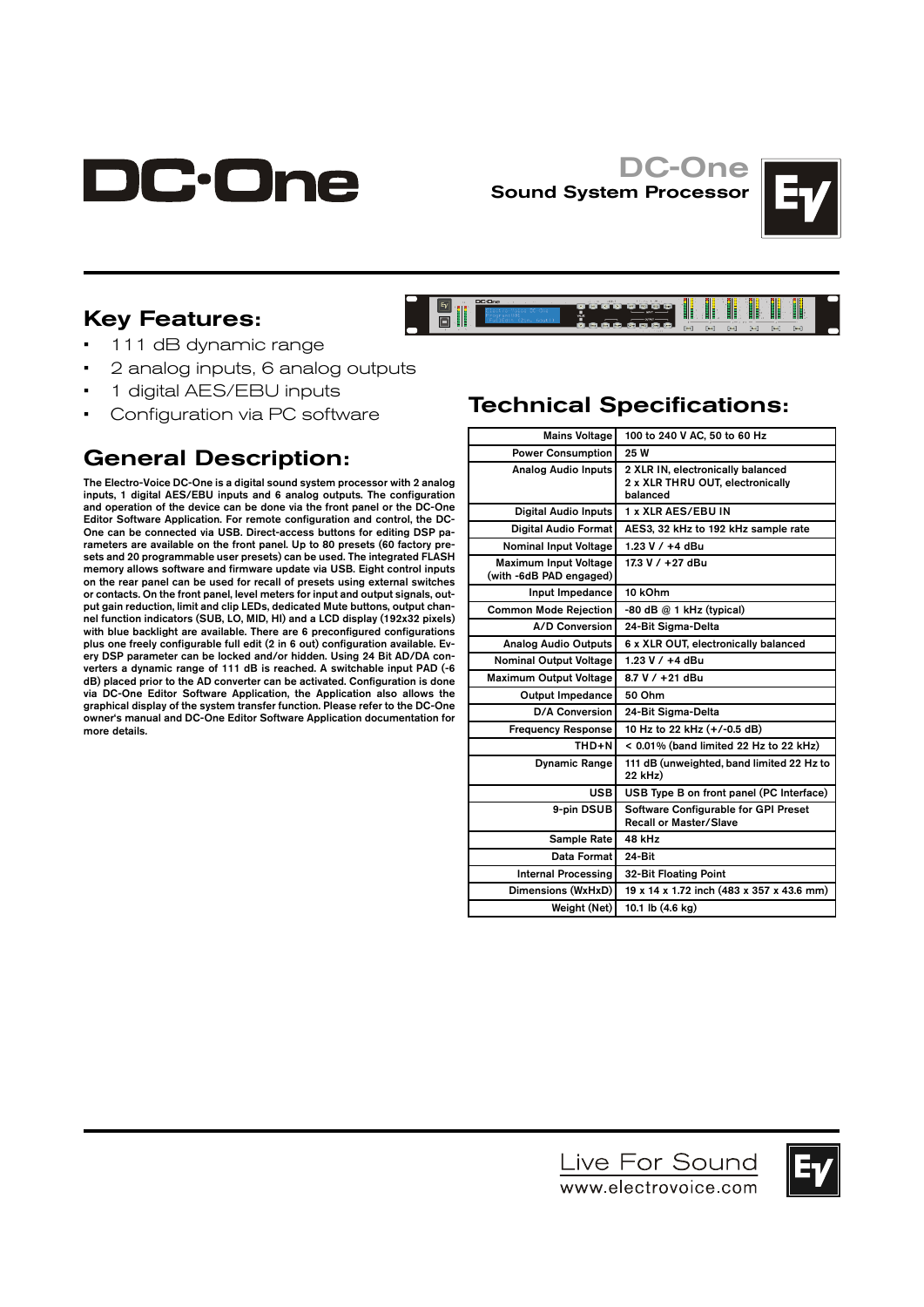# DC·One

## DC-One
### Sound System Processor

## Key Features:

- 111 dB dynamic range
- 2 analog inputs, 6 analog outputs
- 1 digital AES/EBU inputs
- Configuration via PC software

## General Description:

The Electro-Voice DC-One is a digital sound system processor with 2 analog inputs, 1 digital AES/EBU inputs and 6 analog outputs. The configuration and operation of the device can be done via the front panel or the DC-One Editor Software Application. For remote configuration and control, the DC-One can be connected via USB. Direct-access buttons for editing DSP parameters are available on the front panel. Up to 80 presets (60 factory presets and 20 programmable user presets) can be used. The integrated FLASH memory allows software and firmware update via USB. Eight control inputs on the rear panel can be used for recall of presets using external switches or contacts. On the front panel, level meters for input and output signals, output gain reduction, limit and clip LEDs, dedicated Mute buttons, output channel function indicators (SUB, LO, MID, HI) and a LCD display (192x32 pixels) with blue backlight are available. There are 6 preconfigured configurations plus one freely configurable full edit (2 in 6 out) configuration available. Every DSP parameter can be locked and/or hidden. Using 24 Bit AD/DA converters a dynamic range of 111 dB is reached. A switchable input PAD (-6 dB) placed prior to the AD converter can be activated. Configuration is done via DC-One Editor Software Application, the Application also allows the graphical display of the system transfer function. Please refer to the DC-One owner's manual and DC-One Editor Software Application documentation for more details.

## Technical Specifications:

| | |
|---|---|
| Mains Voltage | 100 to 240 V AC, 50 to 60 Hz |
| Power Consumption | 25 W |
| Analog Audio Inputs | 2 XLR IN, electronically balanced<br>2 x XLR THRU OUT, electronically balanced |
| Digital Audio Inputs | 1 x XLR AES/EBU IN |
| Digital Audio Format | AES3, 32 kHz to 192 kHz sample rate |
| Nominal Input Voltage | 1.23 V / +4 dBu |
| Maximum Input Voltage (with -6dB PAD engaged) | 17.3 V / +27 dBu |
| Input Impedance | 10 kOhm |
| Common Mode Rejection | -80 dB @ 1 kHz (typical) |
| A/D Conversion | 24-Bit Sigma-Delta |
| Analog Audio Outputs | 6 x XLR OUT, electronically balanced |
| Nominal Output Voltage | 1.23 V / +4 dBu |
| Maximum Output Voltage | 8.7 V / +21 dBu |
| Output Impedance | 50 Ohm |
| D/A Conversion | 24-Bit Sigma-Delta |
| Frequency Response | 10 Hz to 22 kHz (+/-0.5 dB) |
| THD+N | < 0.01% (band limited 22 Hz to 22 kHz) |
| Dynamic Range | 111 dB (unweighted, band limited 22 Hz to 22 kHz) |
| USB | USB Type B on front panel (PC Interface) |
| 9-pin DSUB | Software Configurable for GPI Preset Recall or Master/Slave |
| Sample Rate | 48 kHz |
| Data Format | 24-Bit |
| Internal Processing | 32-Bit Floating Point |
| Dimensions (WxHxD) | 19 x 14 x 1.72 inch (483 x 357 x 43.6 mm) |
| Weight (Net) | 10.1 lb (4.6 kg) |

Live For Sound
www.electrovoice.com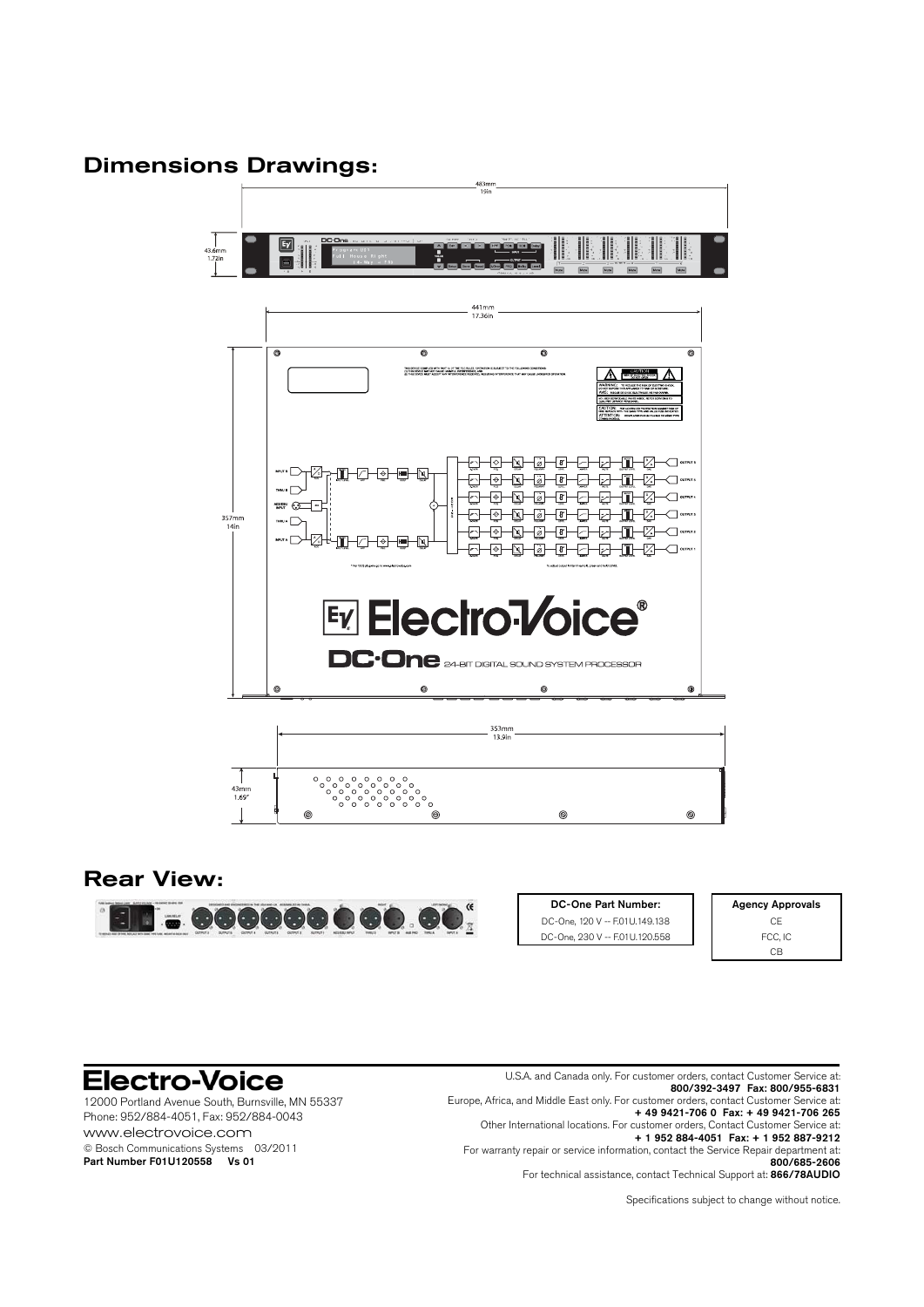## Dimensions Drawings:

483mm
19in

43.6mm
1.72in

441mm
17.36in

357mm
14in

353mm
13.9in

43mm
1.69"

## Rear View:

| DC-One Part Number: |
|---|
| DC-One, 120 V -- F.01U.149.138 |
| DC-One, 230 V -- F.01U.120.558 |

| Agency Approvals |
|---|
| CE |
| FCC, IC |
| CB |

**Electro-Voice**

12000 Portland Avenue South, Burnsville, MN 55337
Phone: 952/884-4051, Fax: 952/884-0043
www.electrovoice.com
© Bosch Communications Systems 03/2011
**Part Number F01U120558 Vs 01**

U.S.A. and Canada only. For customer orders, contact Customer Service at:
**800/392-3497 Fax: 800/955-6831**
Europe, Africa, and Middle East only. For customer orders, contact Customer Service at:
**+ 49 9421-706 0 Fax: + 49 9421-706 265**
Other International locations. For customer orders, Contact Customer Service at:
**+ 1 952 884-4051 Fax: + 1 952 887-9212**
For warranty repair or service information, contact the Service Repair department at:
**800/685-2606**
For technical assistance, contact Technical Support at: **866/78AUDIO**

Specifications subject to change without notice.